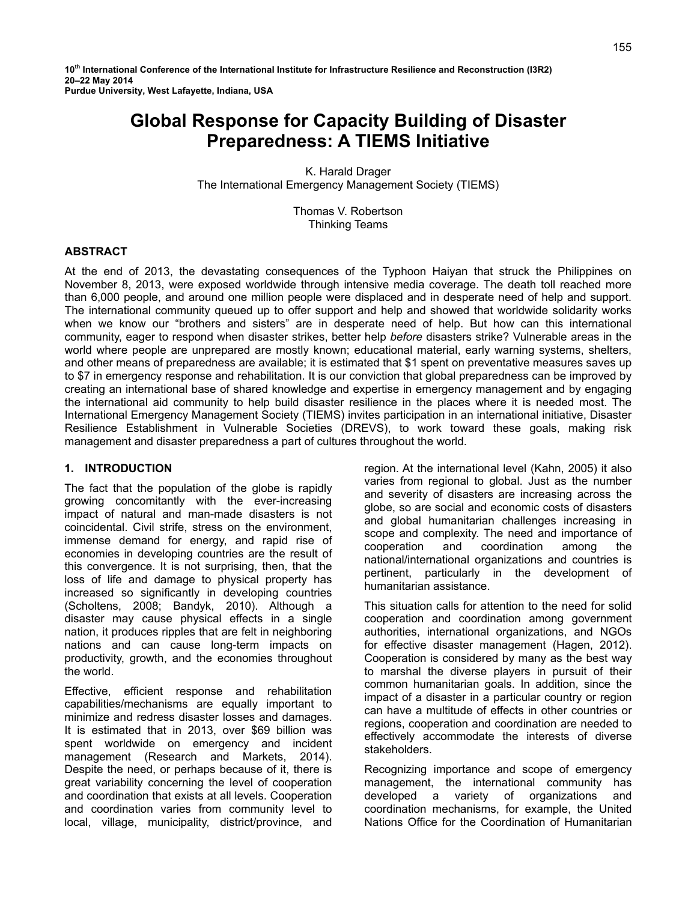10th International Conference of the International Institute for Infrastructure Resilience and Reconstruction (I3R2)
20–22 May 2014
Purdue University, West Lafayette, Indiana, USA

# Global Response for Capacity Building of Disaster Preparedness: A TIEMS Initiative

K. Harald Drager
The International Emergency Management Society (TIEMS)

Thomas V. Robertson
Thinking Teams

## ABSTRACT

At the end of 2013, the devastating consequences of the Typhoon Haiyan that struck the Philippines on November 8, 2013, were exposed worldwide through intensive media coverage. The death toll reached more than 6,000 people, and around one million people were displaced and in desperate need of help and support. The international community queued up to offer support and help and showed that worldwide solidarity works when we know our "brothers and sisters" are in desperate need of help. But how can this international community, eager to respond when disaster strikes, better help *before* disasters strike? Vulnerable areas in the world where people are unprepared are mostly known; educational material, early warning systems, shelters, and other means of preparedness are available; it is estimated that $1 spent on preventative measures saves up to $7 in emergency response and rehabilitation. It is our conviction that global preparedness can be improved by creating an international base of shared knowledge and expertise in emergency management and by engaging the international aid community to help build disaster resilience in the places where it is needed most. The International Emergency Management Society (TIEMS) invites participation in an international initiative, Disaster Resilience Establishment in Vulnerable Societies (DREVS), to work toward these goals, making risk management and disaster preparedness a part of cultures throughout the world.

## 1. INTRODUCTION

The fact that the population of the globe is rapidly growing concomitantly with the ever-increasing impact of natural and man-made disasters is not coincidental. Civil strife, stress on the environment, immense demand for energy, and rapid rise of economies in developing countries are the result of this convergence. It is not surprising, then, that the loss of life and damage to physical property has increased so significantly in developing countries (Scholtens, 2008; Bandyk, 2010). Although a disaster may cause physical effects in a single nation, it produces ripples that are felt in neighboring nations and can cause long-term impacts on productivity, growth, and the economies throughout the world.

Effective, efficient response and rehabilitation capabilities/mechanisms are equally important to minimize and redress disaster losses and damages. It is estimated that in 2013, over $69 billion was spent worldwide on emergency and incident management (Research and Markets, 2014). Despite the need, or perhaps because of it, there is great variability concerning the level of cooperation and coordination that exists at all levels. Cooperation and coordination varies from community level to local, village, municipality, district/province, and region. At the international level (Kahn, 2005) it also varies from regional to global. Just as the number and severity of disasters are increasing across the globe, so are social and economic costs of disasters and global humanitarian challenges increasing in scope and complexity. The need and importance of cooperation and coordination among the national/international organizations and countries is pertinent, particularly in the development of humanitarian assistance.

This situation calls for attention to the need for solid cooperation and coordination among government authorities, international organizations, and NGOs for effective disaster management (Hagen, 2012). Cooperation is considered by many as the best way to marshal the diverse players in pursuit of their common humanitarian goals. In addition, since the impact of a disaster in a particular country or region can have a multitude of effects in other countries or regions, cooperation and coordination are needed to effectively accommodate the interests of diverse stakeholders.

Recognizing importance and scope of emergency management, the international community has developed a variety of organizations and coordination mechanisms, for example, the United Nations Office for the Coordination of Humanitarian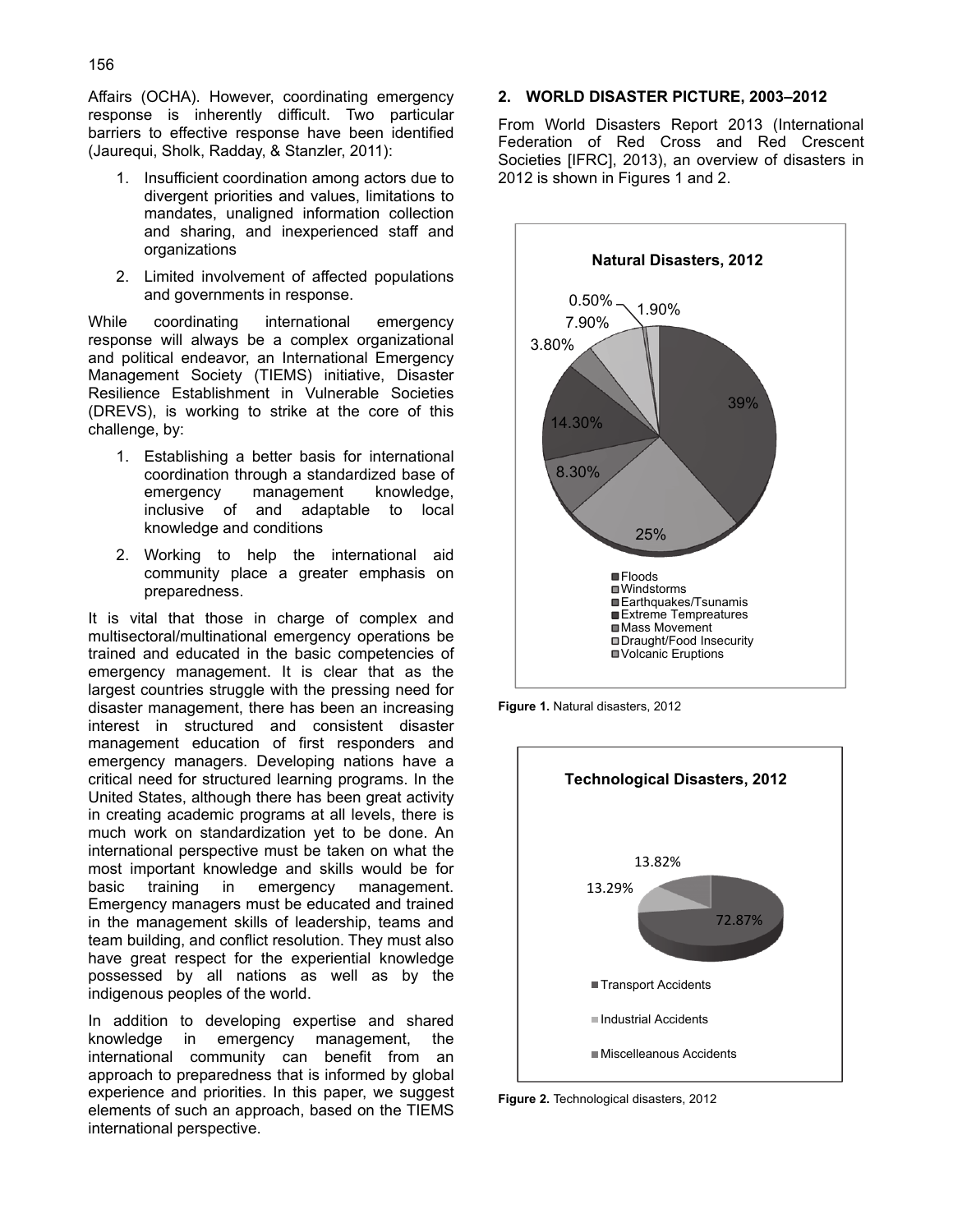Affairs (OCHA). However, coordinating emergency response is inherently difficult. Two particular barriers to effective response have been identified (Jaurequi, Sholk, Radday, & Stanzler, 2011):

1. Insufficient coordination among actors due to divergent priorities and values, limitations to mandates, unaligned information collection and sharing, and inexperienced staff and organizations
2. Limited involvement of affected populations and governments in response.

While coordinating international emergency response will always be a complex organizational and political endeavor, an International Emergency Management Society (TIEMS) initiative, Disaster Resilience Establishment in Vulnerable Societies (DREVS), is working to strike at the core of this challenge, by:

1. Establishing a better basis for international coordination through a standardized base of emergency management knowledge, inclusive of and adaptable to local knowledge and conditions
2. Working to help the international aid community place a greater emphasis on preparedness.

It is vital that those in charge of complex and multisectoral/multinational emergency operations be trained and educated in the basic competencies of emergency management. It is clear that as the largest countries struggle with the pressing need for disaster management, there has been an increasing interest in structured and consistent disaster management education of first responders and emergency managers. Developing nations have a critical need for structured learning programs. In the United States, although there has been great activity in creating academic programs at all levels, there is much work on standardization yet to be done. An international perspective must be taken on what the most important knowledge and skills would be for basic training in emergency management. Emergency managers must be educated and trained in the management skills of leadership, teams and team building, and conflict resolution. They must also have great respect for the experiential knowledge possessed by all nations as well as by the indigenous peoples of the world.

In addition to developing expertise and shared knowledge in emergency management, the international community can benefit from an approach to preparedness that is informed by global experience and priorities. In this paper, we suggest elements of such an approach, based on the TIEMS international perspective.

## 2. WORLD DISASTER PICTURE, 2003–2012

From World Disasters Report 2013 (International Federation of Red Cross and Red Crescent Societies [IFRC], 2013), an overview of disasters in 2012 is shown in Figures 1 and 2.

**Natural Disasters, 2012**

| Category | Percentage |
| --- | --- |
| Floods | 39% |
| Windstorms | 25% |
| Earthquakes/Tsunamis | 8.30% |
| Extreme Tempreatures | 14.30% |
| Mass Movement | 3.80% |
| Draught/Food Insecurity | 7.90% |
| Volcanic Eruptions | 0.50% |
| (unlabeled) | 1.90% |

**Figure 1.** Natural disasters, 2012

**Technological Disasters, 2012**

| Category | Percentage |
| --- | --- |
| Transport Accidents | 72.87% |
| Industrial Accidents | 13.29% |
| Miscelleanous Accidents | 13.82% |

**Figure 2.** Technological disasters, 2012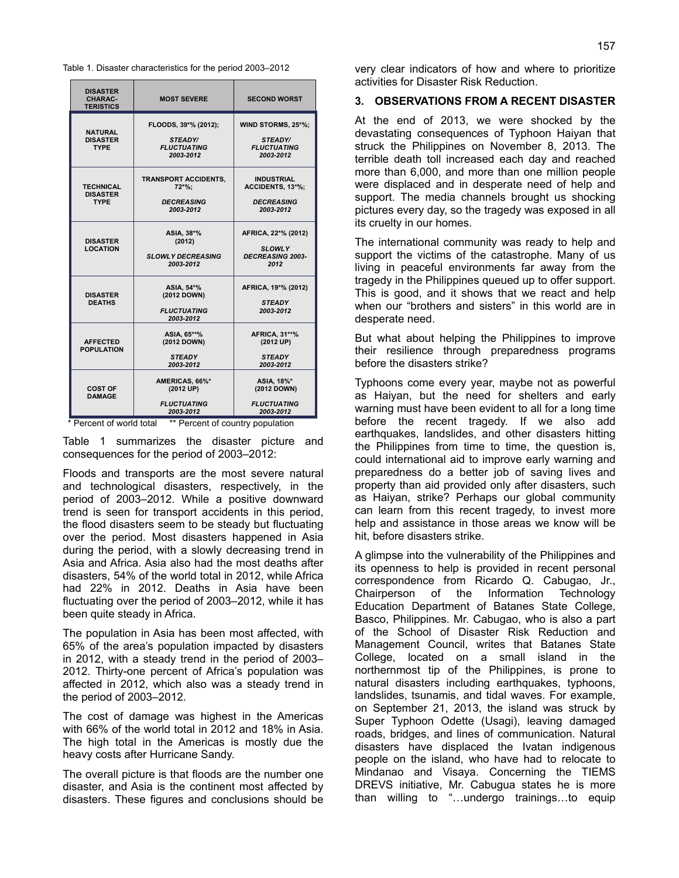Table 1. Disaster characteristics for the period 2003–2012

| DISASTER CHARAC-TERISTICS | MOST SEVERE | SECOND WORST |
|---|---|---|
| NATURAL DISASTER TYPE | FLOODS, 39*% (2012); *STEADY/ FLUCTUATING 2003-2012* | WIND STORMS, 25*%; *STEADY/ FLUCTUATING 2003-2012* |
| TECHNICAL DISASTER TYPE | TRANSPORT ACCIDENTS, 72*%; *DECREASING 2003-2012* | INDUSTRIAL ACCIDENTS, 13*%; *DECREASING 2003-2012* |
| DISASTER LOCATION | ASIA, 38*% (2012) *SLOWLY DECREASING 2003-2012* | AFRICA, 22*% (2012) *SLOWLY DECREASING 2003-2012* |
| DISASTER DEATHS | ASIA, 54*% (2012 DOWN) *FLUCTUATING 2003-2012* | AFRICA, 19*% (2012) *STEADY 2003-2012* |
| AFFECTED POPULATION | ASIA, 65**% (2012 DOWN) *STEADY 2003-2012* | AFRICA, 31**% (2012 UP) *STEADY 2003-2012* |
| COST OF DAMAGE | AMERICAS, 66%* (2012 UP) *FLUCTUATING 2003-2012* | ASIA, 18%* (2012 DOWN) *FLUCTUATING 2003-2012* |

\* Percent of world total    ** Percent of country population

Table 1 summarizes the disaster picture and consequences for the period of 2003–2012:

Floods and transports are the most severe natural and technological disasters, respectively, in the period of 2003–2012. While a positive downward trend is seen for transport accidents in this period, the flood disasters seem to be steady but fluctuating over the period. Most disasters happened in Asia during the period, with a slowly decreasing trend in Asia and Africa. Asia also had the most deaths after disasters, 54% of the world total in 2012, while Africa had 22% in 2012. Deaths in Asia have been fluctuating over the period of 2003–2012, while it has been quite steady in Africa.

The population in Asia has been most affected, with 65% of the area's population impacted by disasters in 2012, with a steady trend in the period of 2003–2012. Thirty-one percent of Africa's population was affected in 2012, which also was a steady trend in the period of 2003–2012.

The cost of damage was highest in the Americas with 66% of the world total in 2012 and 18% in Asia. The high total in the Americas is mostly due the heavy costs after Hurricane Sandy.

The overall picture is that floods are the number one disaster, and Asia is the continent most affected by disasters. These figures and conclusions should be very clear indicators of how and where to prioritize activities for Disaster Risk Reduction.

## 3. OBSERVATIONS FROM A RECENT DISASTER

At the end of 2013, we were shocked by the devastating consequences of Typhoon Haiyan that struck the Philippines on November 8, 2013. The terrible death toll increased each day and reached more than 6,000, and more than one million people were displaced and in desperate need of help and support. The media channels brought us shocking pictures every day, so the tragedy was exposed in all its cruelty in our homes.

The international community was ready to help and support the victims of the catastrophe. Many of us living in peaceful environments far away from the tragedy in the Philippines queued up to offer support. This is good, and it shows that we react and help when our "brothers and sisters" in this world are in desperate need.

But what about helping the Philippines to improve their resilience through preparedness programs before the disasters strike?

Typhoons come every year, maybe not as powerful as Haiyan, but the need for shelters and early warning must have been evident to all for a long time before the recent tragedy. If we also add earthquakes, landslides, and other disasters hitting the Philippines from time to time, the question is, could international aid to improve early warning and preparedness do a better job of saving lives and property than aid provided only after disasters, such as Haiyan, strike? Perhaps our global community can learn from this recent tragedy, to invest more help and assistance in those areas we know will be hit, before disasters strike.

A glimpse into the vulnerability of the Philippines and its openness to help is provided in recent personal correspondence from Ricardo Q. Cabugao, Jr., Chairperson of the Information Technology Education Department of Batanes State College, Basco, Philippines. Mr. Cabugao, who is also a part of the School of Disaster Risk Reduction and Management Council, writes that Batanes State College, located on a small island in the northernmost tip of the Philippines, is prone to natural disasters including earthquakes, typhoons, landslides, tsunamis, and tidal waves. For example, on September 21, 2013, the island was struck by Super Typhoon Odette (Usagi), leaving damaged roads, bridges, and lines of communication. Natural disasters have displaced the Ivatan indigenous people on the island, who have had to relocate to Mindanao and Visaya. Concerning the TIEMS DREVS initiative, Mr. Cabugua states he is more than willing to "…undergo trainings…to equip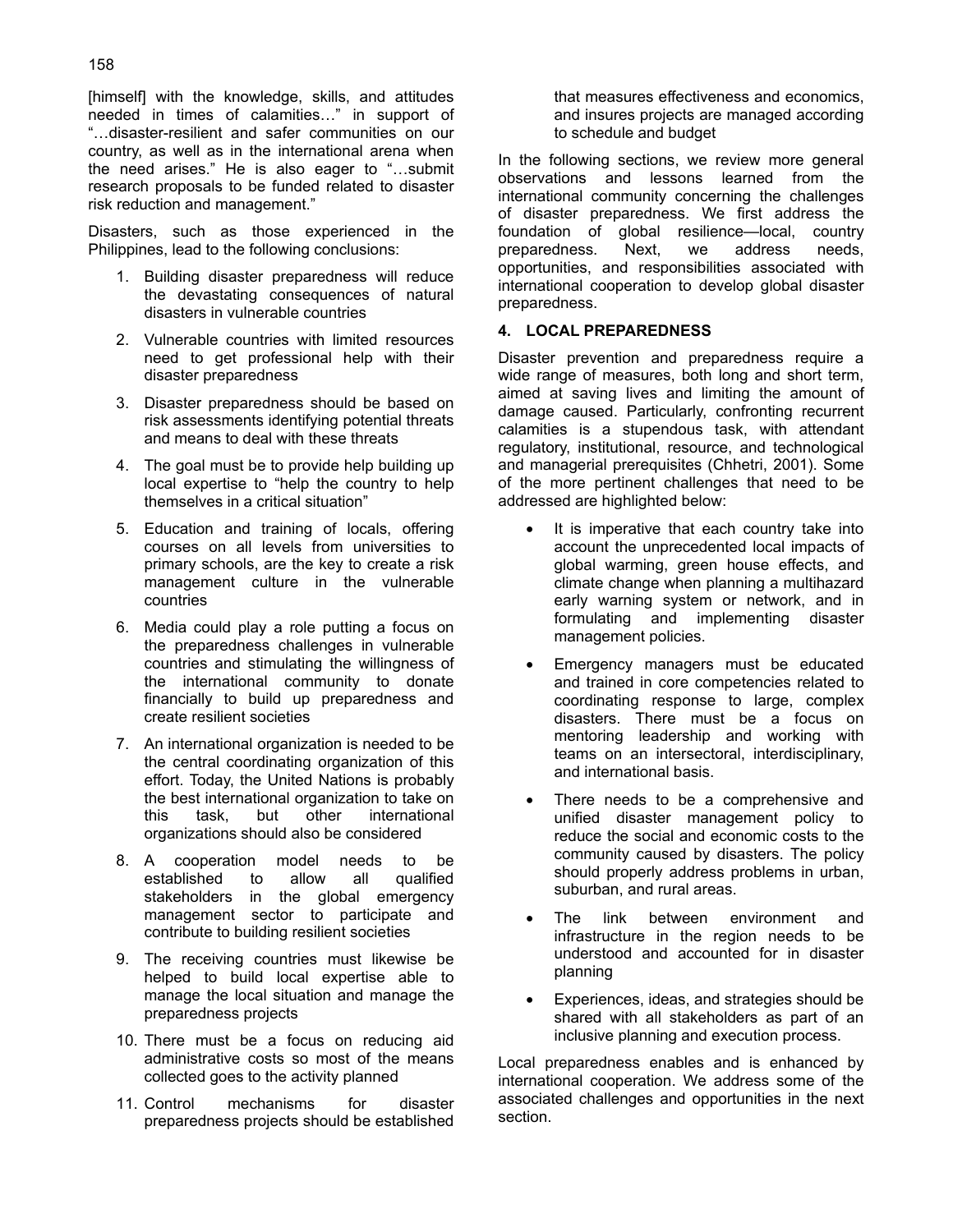[himself] with the knowledge, skills, and attitudes needed in times of calamities…" in support of "…disaster-resilient and safer communities on our country, as well as in the international arena when the need arises." He is also eager to "…submit research proposals to be funded related to disaster risk reduction and management."

Disasters, such as those experienced in the Philippines, lead to the following conclusions:

1. Building disaster preparedness will reduce the devastating consequences of natural disasters in vulnerable countries
2. Vulnerable countries with limited resources need to get professional help with their disaster preparedness
3. Disaster preparedness should be based on risk assessments identifying potential threats and means to deal with these threats
4. The goal must be to provide help building up local expertise to "help the country to help themselves in a critical situation"
5. Education and training of locals, offering courses on all levels from universities to primary schools, are the key to create a risk management culture in the vulnerable countries
6. Media could play a role putting a focus on the preparedness challenges in vulnerable countries and stimulating the willingness of the international community to donate financially to build up preparedness and create resilient societies
7. An international organization is needed to be the central coordinating organization of this effort. Today, the United Nations is probably the best international organization to take on this task, but other international organizations should also be considered
8. A cooperation model needs to be established to allow all qualified stakeholders in the global emergency management sector to participate and contribute to building resilient societies
9. The receiving countries must likewise be helped to build local expertise able to manage the local situation and manage the preparedness projects
10. There must be a focus on reducing aid administrative costs so most of the means collected goes to the activity planned
11. Control mechanisms for disaster preparedness projects should be established that measures effectiveness and economics, and insures projects are managed according to schedule and budget

In the following sections, we review more general observations and lessons learned from the international community concerning the challenges of disaster preparedness. We first address the foundation of global resilience—local, country preparedness. Next, we address needs, opportunities, and responsibilities associated with international cooperation to develop global disaster preparedness.

## 4. LOCAL PREPAREDNESS

Disaster prevention and preparedness require a wide range of measures, both long and short term, aimed at saving lives and limiting the amount of damage caused. Particularly, confronting recurrent calamities is a stupendous task, with attendant regulatory, institutional, resource, and technological and managerial prerequisites (Chhetri, 2001). Some of the more pertinent challenges that need to be addressed are highlighted below:

- It is imperative that each country take into account the unprecedented local impacts of global warming, green house effects, and climate change when planning a multihazard early warning system or network, and in formulating and implementing disaster management policies.
- Emergency managers must be educated and trained in core competencies related to coordinating response to large, complex disasters. There must be a focus on mentoring leadership and working with teams on an intersectoral, interdisciplinary, and international basis.
- There needs to be a comprehensive and unified disaster management policy to reduce the social and economic costs to the community caused by disasters. The policy should properly address problems in urban, suburban, and rural areas.
- The link between environment and infrastructure in the region needs to be understood and accounted for in disaster planning
- Experiences, ideas, and strategies should be shared with all stakeholders as part of an inclusive planning and execution process.

Local preparedness enables and is enhanced by international cooperation. We address some of the associated challenges and opportunities in the next section.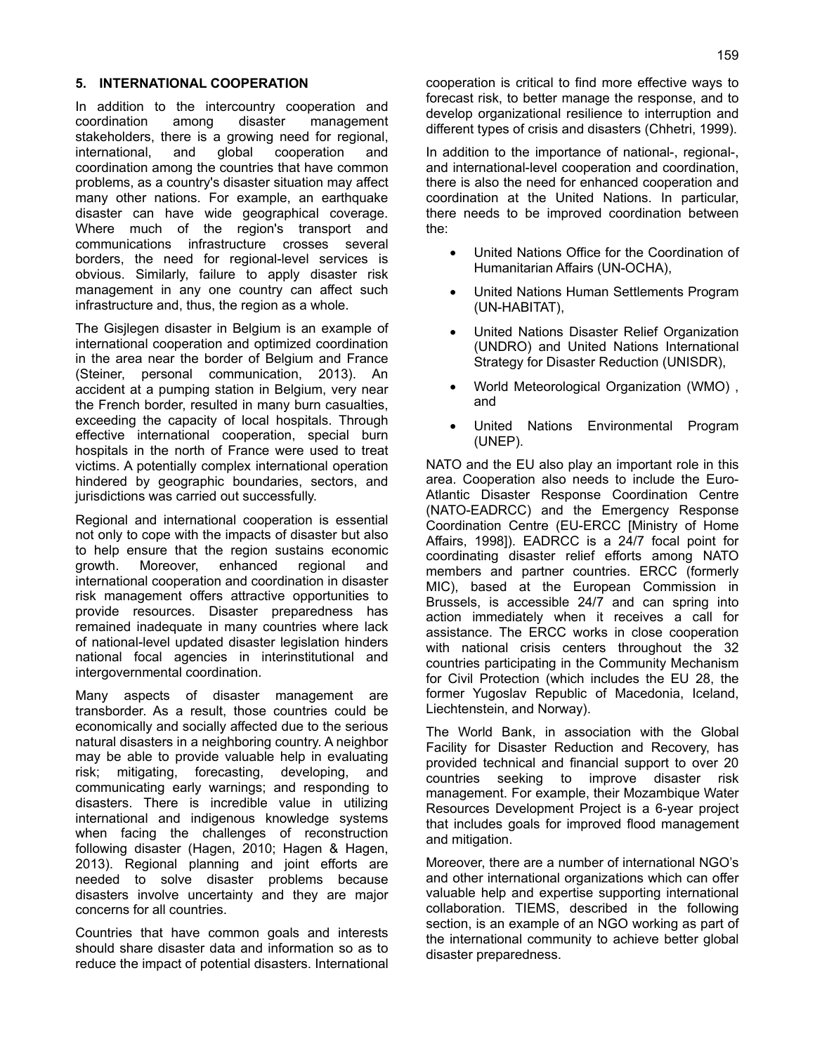## 5. INTERNATIONAL COOPERATION

In addition to the intercountry cooperation and coordination among disaster management stakeholders, there is a growing need for regional, international, and global cooperation and coordination among the countries that have common problems, as a country's disaster situation may affect many other nations. For example, an earthquake disaster can have wide geographical coverage. Where much of the region's transport and communications infrastructure crosses several borders, the need for regional-level services is obvious. Similarly, failure to apply disaster risk management in any one country can affect such infrastructure and, thus, the region as a whole.

The Gisjlegen disaster in Belgium is an example of international cooperation and optimized coordination in the area near the border of Belgium and France (Steiner, personal communication, 2013). An accident at a pumping station in Belgium, very near the French border, resulted in many burn casualties, exceeding the capacity of local hospitals. Through effective international cooperation, special burn hospitals in the north of France were used to treat victims. A potentially complex international operation hindered by geographic boundaries, sectors, and jurisdictions was carried out successfully.

Regional and international cooperation is essential not only to cope with the impacts of disaster but also to help ensure that the region sustains economic growth. Moreover, enhanced regional and international cooperation and coordination in disaster risk management offers attractive opportunities to provide resources. Disaster preparedness has remained inadequate in many countries where lack of national-level updated disaster legislation hinders national focal agencies in interinstitutional and intergovernmental coordination.

Many aspects of disaster management are transborder. As a result, those countries could be economically and socially affected due to the serious natural disasters in a neighboring country. A neighbor may be able to provide valuable help in evaluating risk; mitigating, forecasting, developing, and communicating early warnings; and responding to disasters. There is incredible value in utilizing international and indigenous knowledge systems when facing the challenges of reconstruction following disaster (Hagen, 2010; Hagen & Hagen, 2013). Regional planning and joint efforts are needed to solve disaster problems because disasters involve uncertainty and they are major concerns for all countries.

Countries that have common goals and interests should share disaster data and information so as to reduce the impact of potential disasters. International cooperation is critical to find more effective ways to forecast risk, to better manage the response, and to develop organizational resilience to interruption and different types of crisis and disasters (Chhetri, 1999).

In addition to the importance of national-, regional-, and international-level cooperation and coordination, there is also the need for enhanced cooperation and coordination at the United Nations. In particular, there needs to be improved coordination between the:

- United Nations Office for the Coordination of Humanitarian Affairs (UN-OCHA),
- United Nations Human Settlements Program (UN-HABITAT),
- United Nations Disaster Relief Organization (UNDRO) and United Nations International Strategy for Disaster Reduction (UNISDR),
- World Meteorological Organization (WMO) , and
- United Nations Environmental Program (UNEP).

NATO and the EU also play an important role in this area. Cooperation also needs to include the Euro-Atlantic Disaster Response Coordination Centre (NATO-EADRCC) and the Emergency Response Coordination Centre (EU-ERCC [Ministry of Home Affairs, 1998]). EADRCC is a 24/7 focal point for coordinating disaster relief efforts among NATO members and partner countries. ERCC (formerly MIC), based at the European Commission in Brussels, is accessible 24/7 and can spring into action immediately when it receives a call for assistance. The ERCC works in close cooperation with national crisis centers throughout the 32 countries participating in the Community Mechanism for Civil Protection (which includes the EU 28, the former Yugoslav Republic of Macedonia, Iceland, Liechtenstein, and Norway).

The World Bank, in association with the Global Facility for Disaster Reduction and Recovery, has provided technical and financial support to over 20 countries seeking to improve disaster risk management. For example, their Mozambique Water Resources Development Project is a 6-year project that includes goals for improved flood management and mitigation.

Moreover, there are a number of international NGO's and other international organizations which can offer valuable help and expertise supporting international collaboration. TIEMS, described in the following section, is an example of an NGO working as part of the international community to achieve better global disaster preparedness.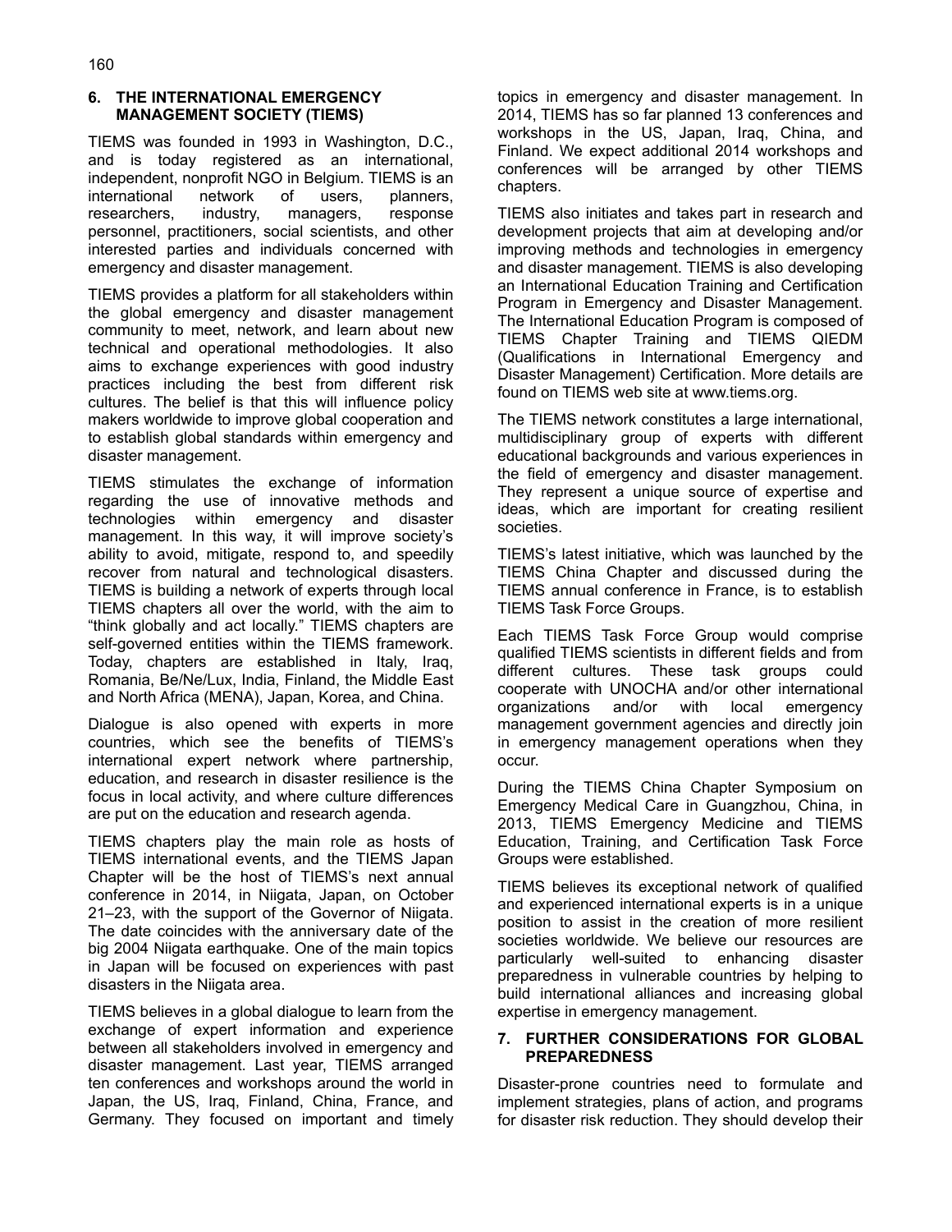## 6. THE INTERNATIONAL EMERGENCY MANAGEMENT SOCIETY (TIEMS)

TIEMS was founded in 1993 in Washington, D.C., and is today registered as an international, independent, nonprofit NGO in Belgium. TIEMS is an international network of users, planners, researchers, industry, managers, response personnel, practitioners, social scientists, and other interested parties and individuals concerned with emergency and disaster management.

TIEMS provides a platform for all stakeholders within the global emergency and disaster management community to meet, network, and learn about new technical and operational methodologies. It also aims to exchange experiences with good industry practices including the best from different risk cultures. The belief is that this will influence policy makers worldwide to improve global cooperation and to establish global standards within emergency and disaster management.

TIEMS stimulates the exchange of information regarding the use of innovative methods and technologies within emergency and disaster management. In this way, it will improve society's ability to avoid, mitigate, respond to, and speedily recover from natural and technological disasters. TIEMS is building a network of experts through local TIEMS chapters all over the world, with the aim to "think globally and act locally." TIEMS chapters are self-governed entities within the TIEMS framework. Today, chapters are established in Italy, Iraq, Romania, Be/Ne/Lux, India, Finland, the Middle East and North Africa (MENA), Japan, Korea, and China.

Dialogue is also opened with experts in more countries, which see the benefits of TIEMS's international expert network where partnership, education, and research in disaster resilience is the focus in local activity, and where culture differences are put on the education and research agenda.

TIEMS chapters play the main role as hosts of TIEMS international events, and the TIEMS Japan Chapter will be the host of TIEMS's next annual conference in 2014, in Niigata, Japan, on October 21–23, with the support of the Governor of Niigata. The date coincides with the anniversary date of the big 2004 Niigata earthquake. One of the main topics in Japan will be focused on experiences with past disasters in the Niigata area.

TIEMS believes in a global dialogue to learn from the exchange of expert information and experience between all stakeholders involved in emergency and disaster management. Last year, TIEMS arranged ten conferences and workshops around the world in Japan, the US, Iraq, Finland, China, France, and Germany. They focused on important and timely topics in emergency and disaster management. In 2014, TIEMS has so far planned 13 conferences and workshops in the US, Japan, Iraq, China, and Finland. We expect additional 2014 workshops and conferences will be arranged by other TIEMS chapters.

TIEMS also initiates and takes part in research and development projects that aim at developing and/or improving methods and technologies in emergency and disaster management. TIEMS is also developing an International Education Training and Certification Program in Emergency and Disaster Management. The International Education Program is composed of TIEMS Chapter Training and TIEMS QIEDM (Qualifications in International Emergency and Disaster Management) Certification. More details are found on TIEMS web site at www.tiems.org.

The TIEMS network constitutes a large international, multidisciplinary group of experts with different educational backgrounds and various experiences in the field of emergency and disaster management. They represent a unique source of expertise and ideas, which are important for creating resilient societies.

TIEMS's latest initiative, which was launched by the TIEMS China Chapter and discussed during the TIEMS annual conference in France, is to establish TIEMS Task Force Groups.

Each TIEMS Task Force Group would comprise qualified TIEMS scientists in different fields and from different cultures. These task groups could cooperate with UNOCHA and/or other international organizations and/or with local emergency management government agencies and directly join in emergency management operations when they occur.

During the TIEMS China Chapter Symposium on Emergency Medical Care in Guangzhou, China, in 2013, TIEMS Emergency Medicine and TIEMS Education, Training, and Certification Task Force Groups were established.

TIEMS believes its exceptional network of qualified and experienced international experts is in a unique position to assist in the creation of more resilient societies worldwide. We believe our resources are particularly well-suited to enhancing disaster preparedness in vulnerable countries by helping to build international alliances and increasing global expertise in emergency management.

## 7. FURTHER CONSIDERATIONS FOR GLOBAL PREPAREDNESS

Disaster-prone countries need to formulate and implement strategies, plans of action, and programs for disaster risk reduction. They should develop their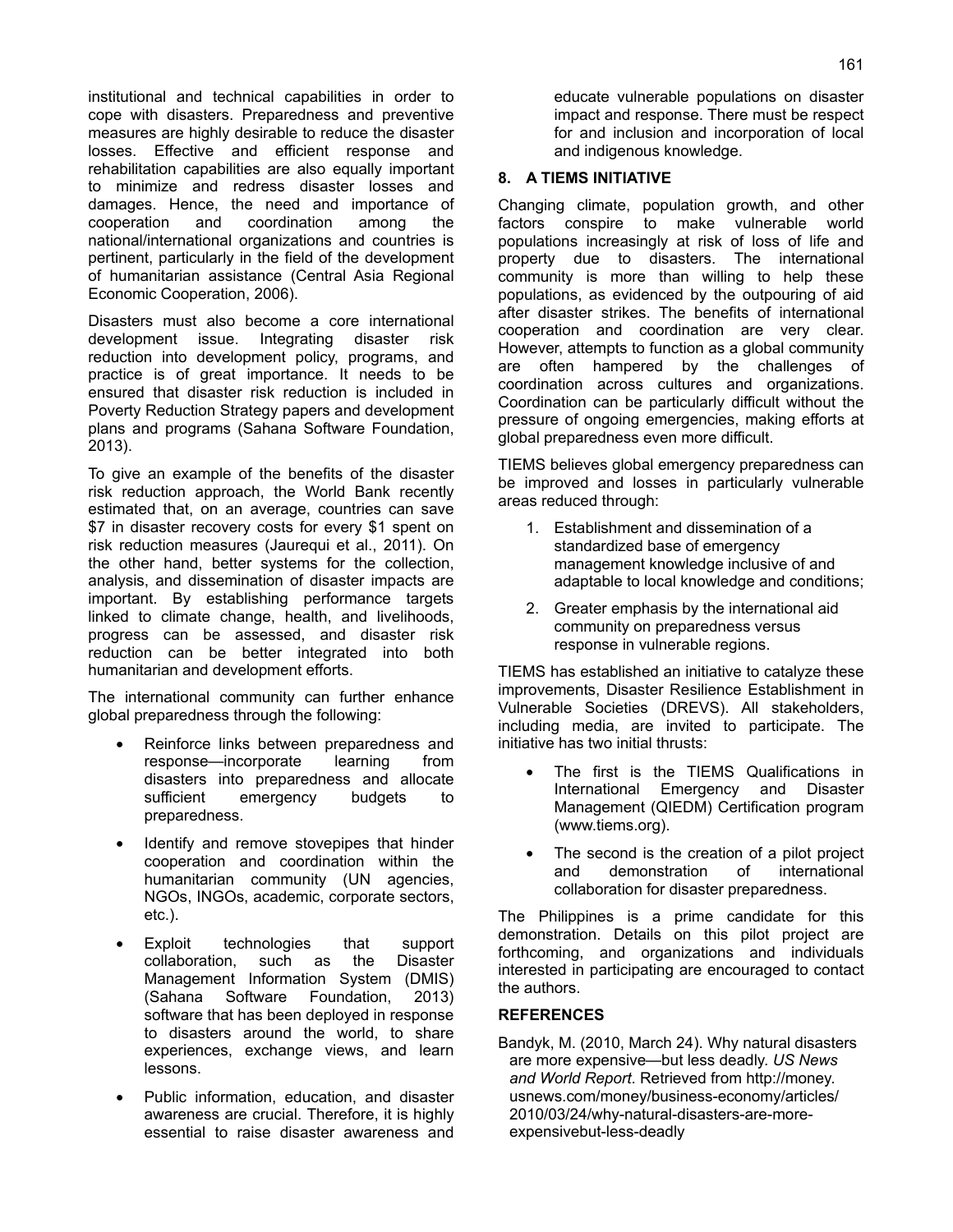institutional and technical capabilities in order to cope with disasters. Preparedness and preventive measures are highly desirable to reduce the disaster losses. Effective and efficient response and rehabilitation capabilities are also equally important to minimize and redress disaster losses and damages. Hence, the need and importance of cooperation and coordination among the national/international organizations and countries is pertinent, particularly in the field of the development of humanitarian assistance (Central Asia Regional Economic Cooperation, 2006).

Disasters must also become a core international development issue. Integrating disaster risk reduction into development policy, programs, and practice is of great importance. It needs to be ensured that disaster risk reduction is included in Poverty Reduction Strategy papers and development plans and programs (Sahana Software Foundation, 2013).

To give an example of the benefits of the disaster risk reduction approach, the World Bank recently estimated that, on an average, countries can save $7 in disaster recovery costs for every $1 spent on risk reduction measures (Jaurequi et al., 2011). On the other hand, better systems for the collection, analysis, and dissemination of disaster impacts are important. By establishing performance targets linked to climate change, health, and livelihoods, progress can be assessed, and disaster risk reduction can be better integrated into both humanitarian and development efforts.

The international community can further enhance global preparedness through the following:

- Reinforce links between preparedness and response—incorporate learning from disasters into preparedness and allocate sufficient emergency budgets to preparedness.
- Identify and remove stovepipes that hinder cooperation and coordination within the humanitarian community (UN agencies, NGOs, INGOs, academic, corporate sectors, etc.).
- Exploit technologies that support collaboration, such as the Disaster Management Information System (DMIS) (Sahana Software Foundation, 2013) software that has been deployed in response to disasters around the world, to share experiences, exchange views, and learn lessons.
- Public information, education, and disaster awareness are crucial. Therefore, it is highly essential to raise disaster awareness and educate vulnerable populations on disaster impact and response. There must be respect for and inclusion and incorporation of local and indigenous knowledge.

## 8. A TIEMS INITIATIVE

Changing climate, population growth, and other factors conspire to make vulnerable world populations increasingly at risk of loss of life and property due to disasters. The international community is more than willing to help these populations, as evidenced by the outpouring of aid after disaster strikes. The benefits of international cooperation and coordination are very clear. However, attempts to function as a global community are often hampered by the challenges of coordination across cultures and organizations. Coordination can be particularly difficult without the pressure of ongoing emergencies, making efforts at global preparedness even more difficult.

TIEMS believes global emergency preparedness can be improved and losses in particularly vulnerable areas reduced through:

1. Establishment and dissemination of a standardized base of emergency management knowledge inclusive of and adaptable to local knowledge and conditions;
2. Greater emphasis by the international aid community on preparedness versus response in vulnerable regions.

TIEMS has established an initiative to catalyze these improvements, Disaster Resilience Establishment in Vulnerable Societies (DREVS). All stakeholders, including media, are invited to participate. The initiative has two initial thrusts:

- The first is the TIEMS Qualifications in International Emergency and Disaster Management (QIEDM) Certification program (www.tiems.org).
- The second is the creation of a pilot project and demonstration of international collaboration for disaster preparedness.

The Philippines is a prime candidate for this demonstration. Details on this pilot project are forthcoming, and organizations and individuals interested in participating are encouraged to contact the authors.

## REFERENCES

Bandyk, M. (2010, March 24). Why natural disasters are more expensive—but less deadly. *US News and World Report*. Retrieved from http://money.usnews.com/money/business-economy/articles/2010/03/24/why-natural-disasters-are-more-expensivebut-less-deadly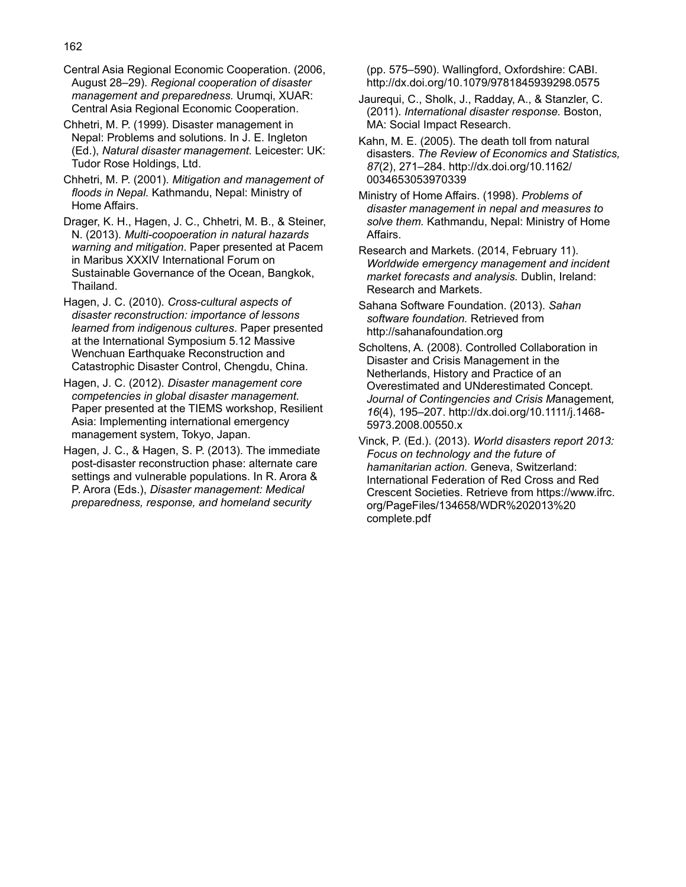Central Asia Regional Economic Cooperation. (2006, August 28–29). *Regional cooperation of disaster management and preparedness.* Urumqi, XUAR: Central Asia Regional Economic Cooperation.

Chhetri, M. P. (1999). Disaster management in Nepal: Problems and solutions. In J. E. Ingleton (Ed.), *Natural disaster management.* Leicester: UK: Tudor Rose Holdings, Ltd.

Chhetri, M. P. (2001). *Mitigation and management of floods in Nepal.* Kathmandu, Nepal: Ministry of Home Affairs.

Drager, K. H., Hagen, J. C., Chhetri, M. B., & Steiner, N. (2013). *Multi-coopoeration in natural hazards warning and mitigation*. Paper presented at Pacem in Maribus XXXIV International Forum on Sustainable Governance of the Ocean, Bangkok, Thailand.

Hagen, J. C. (2010). *Cross-cultural aspects of disaster reconstruction: importance of lessons learned from indigenous cultures*. Paper presented at the International Symposium 5.12 Massive Wenchuan Earthquake Reconstruction and Catastrophic Disaster Control, Chengdu, China.

Hagen, J. C. (2012). *Disaster management core competencies in global disaster management.* Paper presented at the TIEMS workshop, Resilient Asia: Implementing international emergency management system, Tokyo, Japan.

Hagen, J. C., & Hagen, S. P. (2013). The immediate post-disaster reconstruction phase: alternate care settings and vulnerable populations. In R. Arora & P. Arora (Eds.), *Disaster management: Medical preparedness, response, and homeland security* (pp. 575–590). Wallingford, Oxfordshire: CABI. http://dx.doi.org/10.1079/9781845939298.0575

Jaurequi, C., Sholk, J., Radday, A., & Stanzler, C. (2011). *International disaster response.* Boston, MA: Social Impact Research.

Kahn, M. E. (2005). The death toll from natural disasters. *The Review of Economics and Statistics, 87*(2), 271–284. http://dx.doi.org/10.1162/0034653053970339

Ministry of Home Affairs. (1998). *Problems of disaster management in nepal and measures to solve them.* Kathmandu, Nepal: Ministry of Home Affairs.

Research and Markets. (2014, February 11). *Worldwide emergency management and incident market forecasts and analysis.* Dublin, Ireland: Research and Markets.

Sahana Software Foundation. (2013). *Sahan software foundation.* Retrieved from http://sahanafoundation.org

Scholtens, A. (2008). Controlled Collaboration in Disaster and Crisis Management in the Netherlands, History and Practice of an Overestimated and UNderestimated Concept. *Journal of Contingencies and Crisis M*anagement*, 16*(4), 195–207. http://dx.doi.org/10.1111/j.1468-5973.2008.00550.x

Vinck, P. (Ed.). (2013). *World disasters report 2013: Focus on technology and the future of hamanitarian action.* Geneva, Switzerland: International Federation of Red Cross and Red Crescent Societies. Retrieve from https://www.ifrc.org/PageFiles/134658/WDR%202013%20complete.pdf